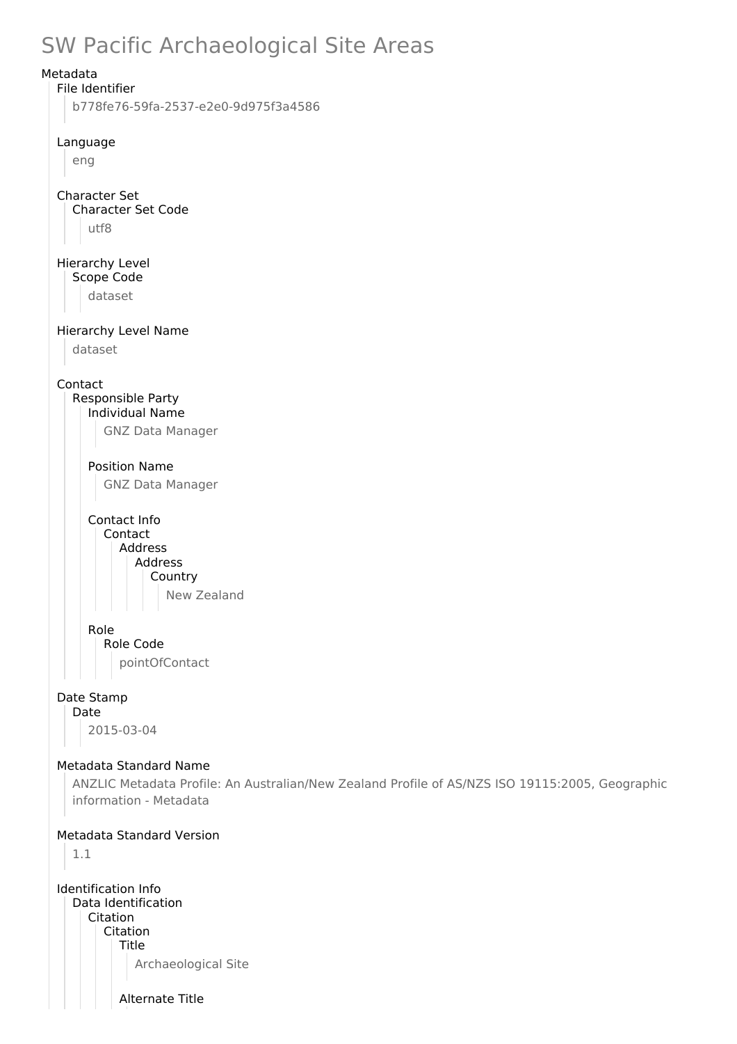# SW Pacific Archaeological Site Areas

- Metadata
  - File Identifier
    - b778fe76-59fa-2537-e2e0-9d975f3a4586
  - Language
    - eng
  - Character Set
    - Character Set Code
      - utf8
  - Hierarchy Level
    - Scope Code
      - dataset
  - Hierarchy Level Name
    - dataset
  - Contact
    - Responsible Party
      - Individual Name
        - GNZ Data Manager
      - Position Name
        - GNZ Data Manager
      - Contact Info
        - Contact
          - Address
            - Address
              - Country
                - New Zealand
      - Role
        - Role Code
          - pointOfContact
  - Date Stamp
    - Date
      - 2015-03-04
  - Metadata Standard Name
    - ANZLIC Metadata Profile: An Australian/New Zealand Profile of AS/NZS ISO 19115:2005, Geographic information - Metadata
  - Metadata Standard Version
    - 1.1
  - Identification Info
    - Data Identification
      - Citation
        - Citation
          - Title
            - Archaeological Site
          - Alternate Title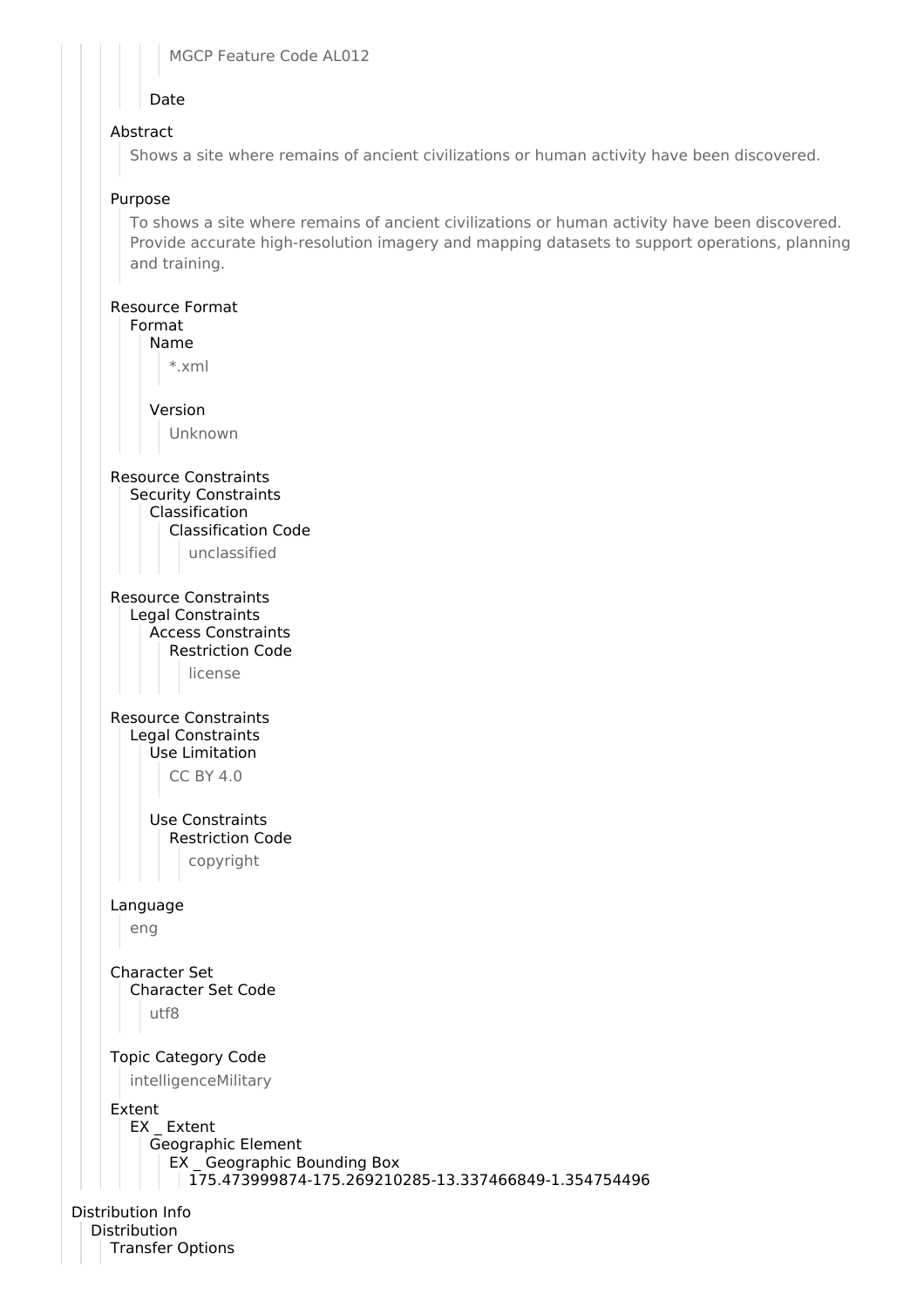MGCP Feature Code AL012

Date

Abstract

Shows a site where remains of ancient civilizations or human activity have been discovered.

Purpose

To shows a site where remains of ancient civilizations or human activity have been discovered. Provide accurate high-resolution imagery and mapping datasets to support operations, planning and training.

Resource Format
- Format
  - Name
    - *.xml
  - Version
    - Unknown

Resource Constraints
- Security Constraints
  - Classification
    - Classification Code
      - unclassified

Resource Constraints
- Legal Constraints
  - Access Constraints
    - Restriction Code
      - license

Resource Constraints
- Legal Constraints
  - Use Limitation
    - CC BY 4.0
  - Use Constraints
    - Restriction Code
      - copyright

Language
- eng

Character Set
- Character Set Code
  - utf8

Topic Category Code
- intelligenceMilitary

Extent
- EX _ Extent
  - Geographic Element
    - EX _ Geographic Bounding Box
      - 175.473999874-175.269210285-13.337466849-1.354754496

Distribution Info
- Distribution
  - Transfer Options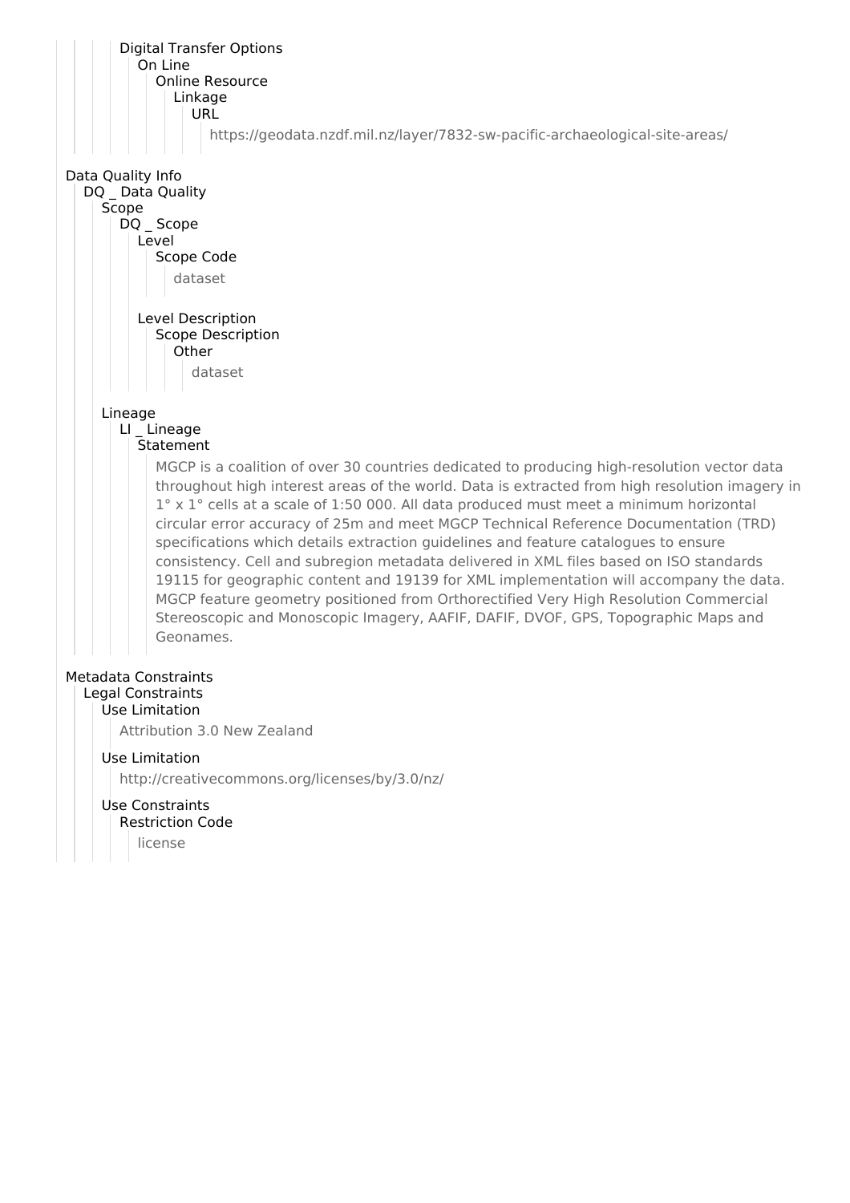Digital Transfer Options
On Line
Online Resource
Linkage
URL

https://geodata.nzdf.mil.nz/layer/7832-sw-pacific-archaeological-site-areas/

Data Quality Info
DQ _ Data Quality
Scope
DQ _ Scope
Level
Scope Code

dataset

Level Description
Scope Description
Other

dataset

Lineage
LI _ Lineage
Statement

MGCP is a coalition of over 30 countries dedicated to producing high-resolution vector data throughout high interest areas of the world. Data is extracted from high resolution imagery in 1° x 1° cells at a scale of 1:50 000. All data produced must meet a minimum horizontal circular error accuracy of 25m and meet MGCP Technical Reference Documentation (TRD) specifications which details extraction guidelines and feature catalogues to ensure consistency. Cell and subregion metadata delivered in XML files based on ISO standards 19115 for geographic content and 19139 for XML implementation will accompany the data. MGCP feature geometry positioned from Orthorectified Very High Resolution Commercial Stereoscopic and Monoscopic Imagery, AAFIF, DAFIF, DVOF, GPS, Topographic Maps and Geonames.

Metadata Constraints
Legal Constraints
Use Limitation

Attribution 3.0 New Zealand

Use Limitation

http://creativecommons.org/licenses/by/3.0/nz/

Use Constraints
Restriction Code

license